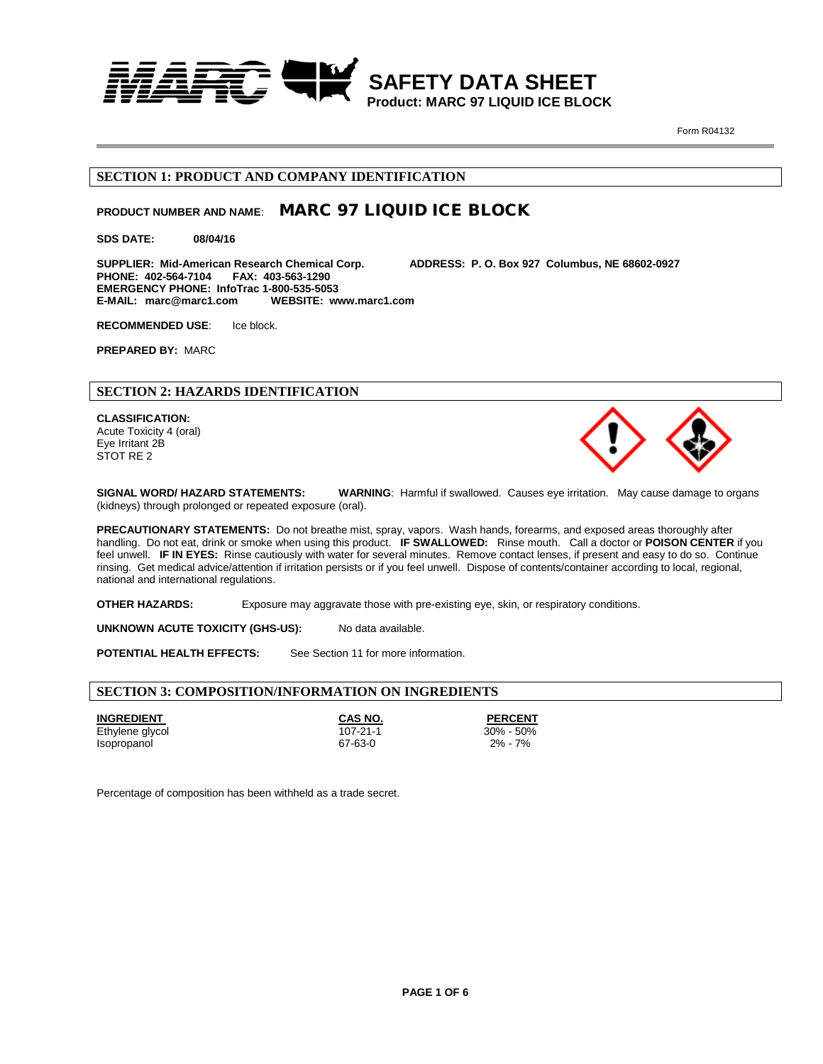# SAFETY DATA SHEET

**Product: MARC 97 LIQUID ICE BLOCK**

Form R04132

## SECTION 1: PRODUCT AND COMPANY IDENTIFICATION

**PRODUCT NUMBER AND NAME**: **MARC 97 LIQUID ICE BLOCK**

**SDS DATE: 08/04/16**

**SUPPLIER: Mid-American Research Chemical Corp.** **ADDRESS: P. O. Box 927 Columbus, NE 68602-0927**
**PHONE: 402-564-7104 FAX: 403-563-1290**
**EMERGENCY PHONE: InfoTrac 1-800-535-5053**
**E-MAIL: marc@marc1.com WEBSITE: www.marc1.com**

**RECOMMENDED USE**: Ice block.

**PREPARED BY:** MARC

## SECTION 2: HAZARDS IDENTIFICATION

**CLASSIFICATION:**
Acute Toxicity 4 (oral)
Eye Irritant 2B
STOT RE 2

**SIGNAL WORD/ HAZARD STATEMENTS:** **WARNING**: Harmful if swallowed. Causes eye irritation. May cause damage to organs (kidneys) through prolonged or repeated exposure (oral).

**PRECAUTIONARY STATEMENTS:** Do not breathe mist, spray, vapors. Wash hands, forearms, and exposed areas thoroughly after handling. Do not eat, drink or smoke when using this product. **IF SWALLOWED:** Rinse mouth. Call a doctor or **POISON CENTER** if you feel unwell. **IF IN EYES:** Rinse cautiously with water for several minutes. Remove contact lenses, if present and easy to do so. Continue rinsing. Get medical advice/attention if irritation persists or if you feel unwell. Dispose of contents/container according to local, regional, national and international regulations.

**OTHER HAZARDS:** Exposure may aggravate those with pre-existing eye, skin, or respiratory conditions.

**UNKNOWN ACUTE TOXICITY (GHS-US):** No data available.

**POTENTIAL HEALTH EFFECTS:** See Section 11 for more information.

## SECTION 3: COMPOSITION/INFORMATION ON INGREDIENTS

| INGREDIENT | CAS NO. | PERCENT |
|---|---|---|
| Ethylene glycol | 107-21-1 | 30% - 50% |
| Isopropanol | 67-63-0 | 2% - 7% |

Percentage of composition has been withheld as a trade secret.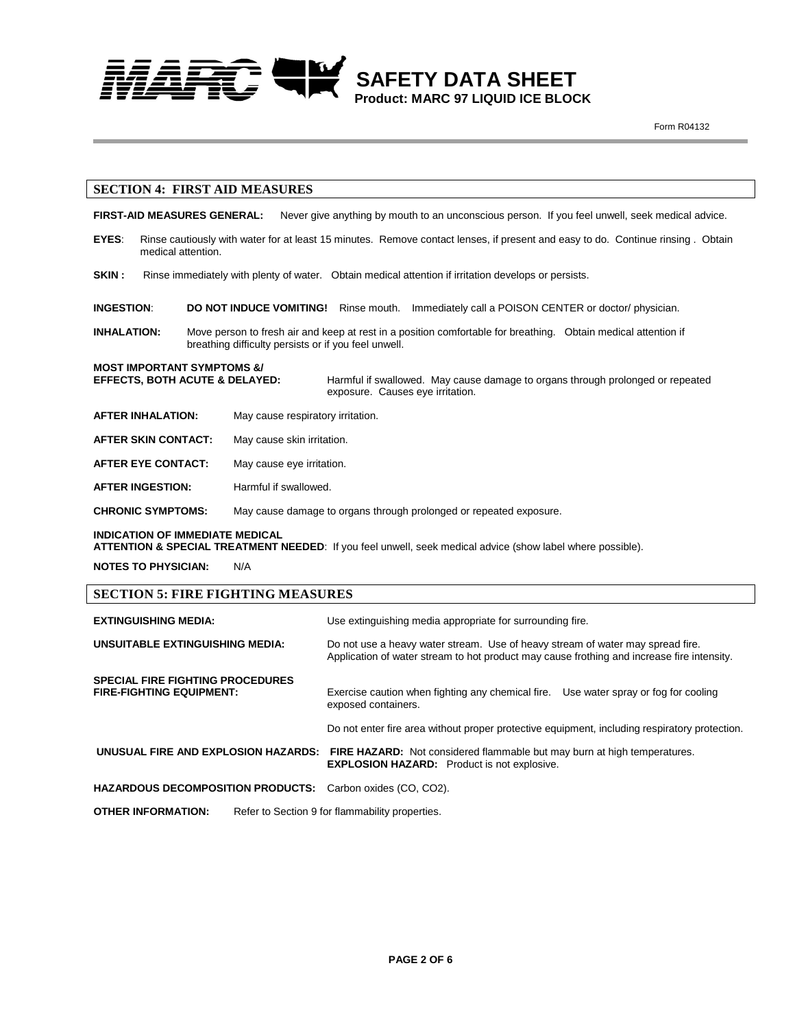## SECTION 4: FIRST AID MEASURES

**FIRST-AID MEASURES GENERAL:** Never give anything by mouth to an unconscious person. If you feel unwell, seek medical advice.

**EYES**: Rinse cautiously with water for at least 15 minutes. Remove contact lenses, if present and easy to do. Continue rinsing . Obtain medical attention.

**SKIN :** Rinse immediately with plenty of water. Obtain medical attention if irritation develops or persists.

**INGESTION**: **DO NOT INDUCE VOMITING!** Rinse mouth. Immediately call a POISON CENTER or doctor/ physician.

**INHALATION:** Move person to fresh air and keep at rest in a position comfortable for breathing. Obtain medical attention if breathing difficulty persists or if you feel unwell.

**MOST IMPORTANT SYMPTOMS &/ EFFECTS, BOTH ACUTE & DELAYED:** Harmful if swallowed. May cause damage to organs through prolonged or repeated exposure. Causes eye irritation.

**AFTER INHALATION:** May cause respiratory irritation.

**AFTER SKIN CONTACT:** May cause skin irritation.

**AFTER EYE CONTACT:** May cause eye irritation.

**AFTER INGESTION:** Harmful if swallowed.

**CHRONIC SYMPTOMS:** May cause damage to organs through prolonged or repeated exposure.

**INDICATION OF IMMEDIATE MEDICAL ATTENTION & SPECIAL TREATMENT NEEDED**: If you feel unwell, seek medical advice (show label where possible).

**NOTES TO PHYSICIAN:** N/A

## SECTION 5: FIRE FIGHTING MEASURES

**EXTINGUISHING MEDIA:** Use extinguishing media appropriate for surrounding fire.

**UNSUITABLE EXTINGUISHING MEDIA:** Do not use a heavy water stream. Use of heavy stream of water may spread fire. Application of water stream to hot product may cause frothing and increase fire intensity.

**SPECIAL FIRE FIGHTING PROCEDURES FIRE-FIGHTING EQUIPMENT:** Exercise caution when fighting any chemical fire. Use water spray or fog for cooling exposed containers.

Do not enter fire area without proper protective equipment, including respiratory protection.

**UNUSUAL FIRE AND EXPLOSION HAZARDS:** **FIRE HAZARD:** Not considered flammable but may burn at high temperatures. **EXPLOSION HAZARD:** Product is not explosive.

**HAZARDOUS DECOMPOSITION PRODUCTS:** Carbon oxides (CO, $CO_2$).

**OTHER INFORMATION:** Refer to Section 9 for flammability properties.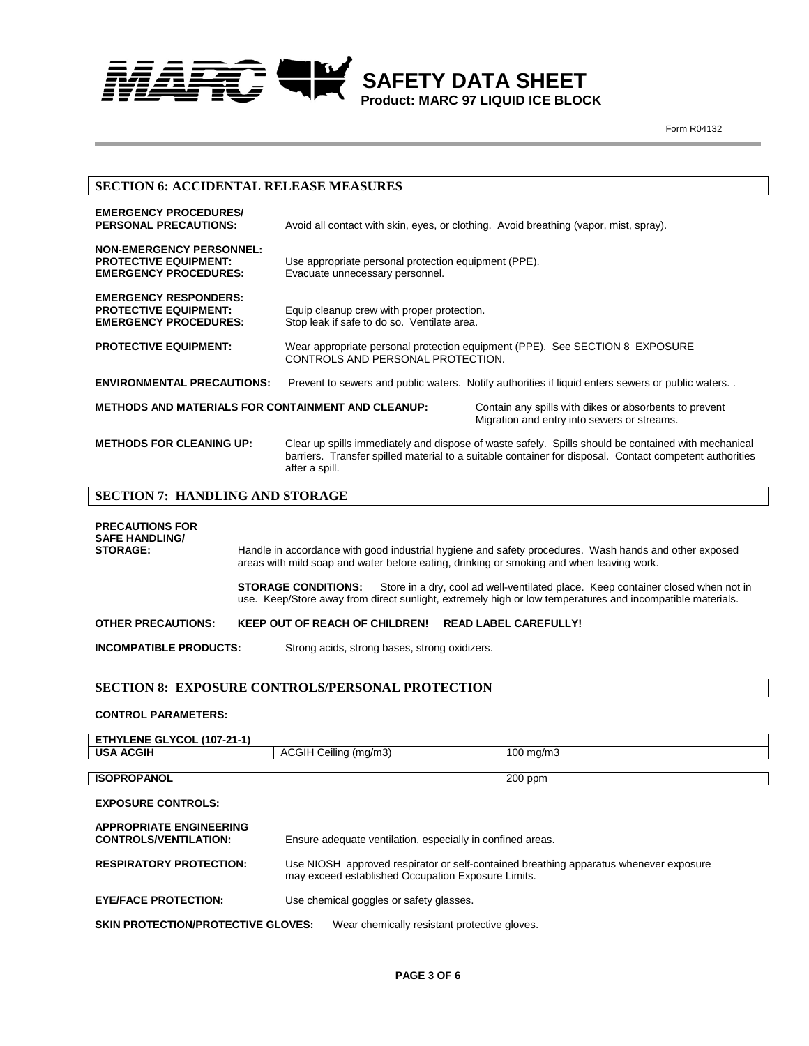# SAFETY DATA SHEET
**Product: MARC 97 LIQUID ICE BLOCK**

Form R04132

## SECTION 6: ACCIDENTAL RELEASE MEASURES

**EMERGENCY PROCEDURES/ PERSONAL PRECAUTIONS:** Avoid all contact with skin, eyes, or clothing. Avoid breathing (vapor, mist, spray).

**NON-EMERGENCY PERSONNEL:**
**PROTECTIVE EQUIPMENT:** Use appropriate personal protection equipment (PPE).
**EMERGENCY PROCEDURES:** Evacuate unnecessary personnel.

**EMERGENCY RESPONDERS:**
**PROTECTIVE EQUIPMENT:** Equip cleanup crew with proper protection.
**EMERGENCY PROCEDURES:** Stop leak if safe to do so. Ventilate area.

**PROTECTIVE EQUIPMENT:** Wear appropriate personal protection equipment (PPE). See SECTION 8 EXPOSURE CONTROLS AND PERSONAL PROTECTION.

**ENVIRONMENTAL PRECAUTIONS:** Prevent to sewers and public waters. Notify authorities if liquid enters sewers or public waters. .

**METHODS AND MATERIALS FOR CONTAINMENT AND CLEANUP:** Contain any spills with dikes or absorbents to prevent Migration and entry into sewers or streams.

**METHODS FOR CLEANING UP:** Clear up spills immediately and dispose of waste safely. Spills should be contained with mechanical barriers. Transfer spilled material to a suitable container for disposal. Contact competent authorities after a spill.

## SECTION 7: HANDLING AND STORAGE

**PRECAUTIONS FOR SAFE HANDLING/ STORAGE:** Handle in accordance with good industrial hygiene and safety procedures. Wash hands and other exposed areas with mild soap and water before eating, drinking or smoking and when leaving work.

**STORAGE CONDITIONS:** Store in a dry, cool ad well-ventilated place. Keep container closed when not in use. Keep/Store away from direct sunlight, extremely high or low temperatures and incompatible materials.

**OTHER PRECAUTIONS:** **KEEP OUT OF REACH OF CHILDREN! READ LABEL CAREFULLY!**

**INCOMPATIBLE PRODUCTS:** Strong acids, strong bases, strong oxidizers.

## SECTION 8: EXPOSURE CONTROLS/PERSONAL PROTECTION

**CONTROL PARAMETERS:**

| **ETHYLENE GLYCOL (107-21-1)** | | |
|---|---|---|
| **USA ACGIH** | ACGIH Ceiling (mg/m3) | 100 mg/m3 |

| **ISOPROPANOL** | 200 ppm |
|---|---|

**EXPOSURE CONTROLS:**

**APPROPRIATE ENGINEERING CONTROLS/VENTILATION:** Ensure adequate ventilation, especially in confined areas.

**RESPIRATORY PROTECTION:** Use NIOSH approved respirator or self-contained breathing apparatus whenever exposure may exceed established Occupation Exposure Limits.

**EYE/FACE PROTECTION:** Use chemical goggles or safety glasses.

**SKIN PROTECTION/PROTECTIVE GLOVES:** Wear chemically resistant protective gloves.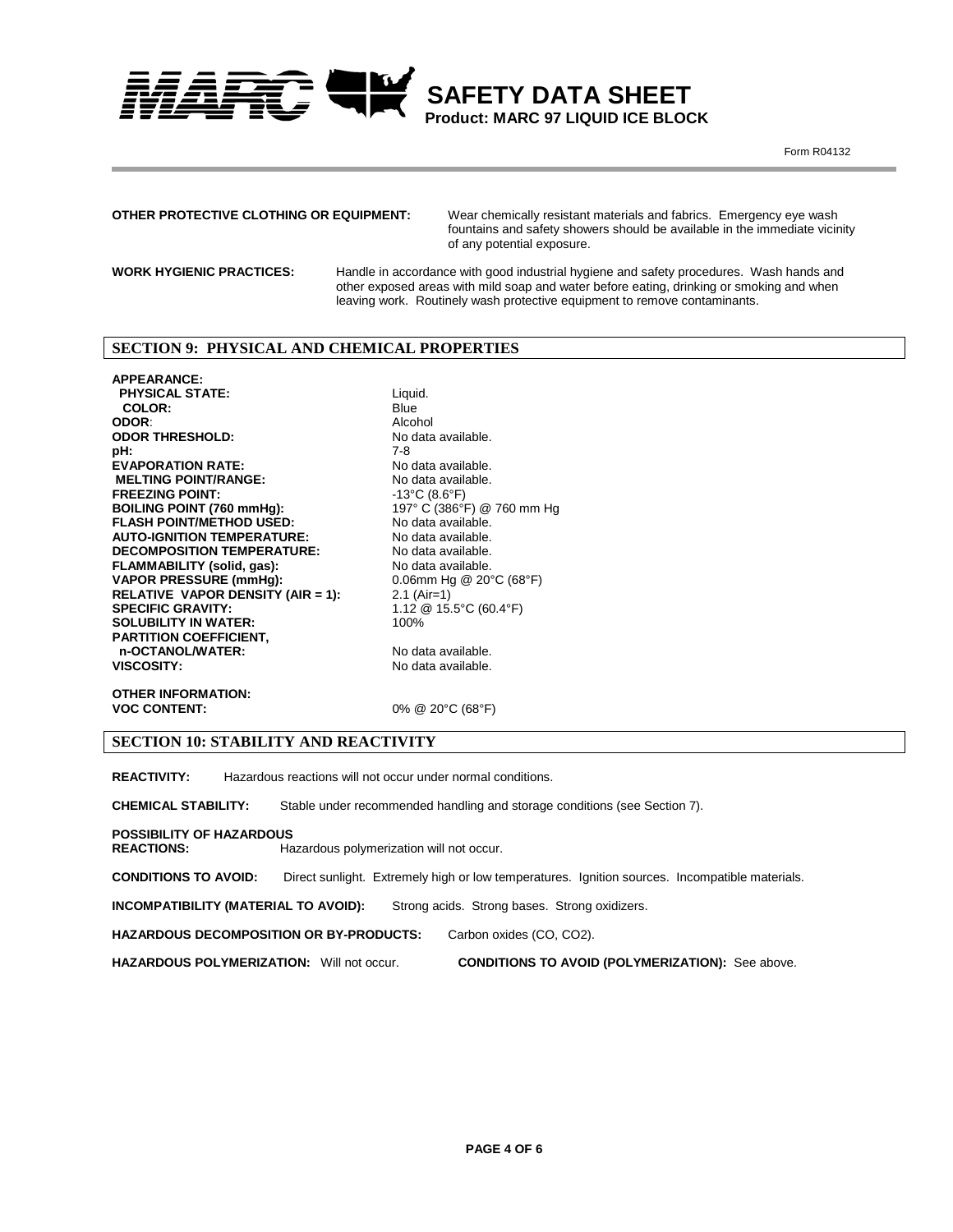**OTHER PROTECTIVE CLOTHING OR EQUIPMENT:** Wear chemically resistant materials and fabrics. Emergency eye wash fountains and safety showers should be available in the immediate vicinity of any potential exposure.

**WORK HYGIENIC PRACTICES:** Handle in accordance with good industrial hygiene and safety procedures. Wash hands and other exposed areas with mild soap and water before eating, drinking or smoking and when leaving work. Routinely wash protective equipment to remove contaminants.

## SECTION 9: PHYSICAL AND CHEMICAL PROPERTIES

| Property | Value |
|---|---|
| **APPEARANCE:** | |
| **PHYSICAL STATE:** | Liquid. |
| **COLOR:** | Blue |
| **ODOR:** | Alcohol |
| **ODOR THRESHOLD:** | No data available. |
| **pH:** | 7-8 |
| **EVAPORATION RATE:** | No data available. |
| **MELTING POINT/RANGE:** | No data available. |
| **FREEZING POINT:** | -13°C (8.6°F) |
| **BOILING POINT (760 mmHg):** | 197° C (386°F) @ 760 mm Hg |
| **FLASH POINT/METHOD USED:** | No data available. |
| **AUTO-IGNITION TEMPERATURE:** | No data available. |
| **DECOMPOSITION TEMPERATURE:** | No data available. |
| **FLAMMABILITY (solid, gas):** | No data available. |
| **VAPOR PRESSURE (mmHg):** | 0.06mm Hg @ 20°C (68°F) |
| **RELATIVE VAPOR DENSITY (AIR = 1):** | 2.1 (Air=1) |
| **SPECIFIC GRAVITY:** | 1.12 @ 15.5°C (60.4°F) |
| **SOLUBILITY IN WATER:** | 100% |
| **PARTITION COEFFICIENT, n-OCTANOL/WATER:** | No data available. |
| **VISCOSITY:** | No data available. |

**OTHER INFORMATION:**
**VOC CONTENT:** 0% @ 20°C (68°F)

## SECTION 10: STABILITY AND REACTIVITY

**REACTIVITY:** Hazardous reactions will not occur under normal conditions.

**CHEMICAL STABILITY:** Stable under recommended handling and storage conditions (see Section 7).

**POSSIBILITY OF HAZARDOUS REACTIONS:** Hazardous polymerization will not occur.

**CONDITIONS TO AVOID:** Direct sunlight. Extremely high or low temperatures. Ignition sources. Incompatible materials.

**INCOMPATIBILITY (MATERIAL TO AVOID):** Strong acids. Strong bases. Strong oxidizers.

**HAZARDOUS DECOMPOSITION OR BY-PRODUCTS:** Carbon oxides (CO, $CO_2$).

**HAZARDOUS POLYMERIZATION:** Will not occur. **CONDITIONS TO AVOID (POLYMERIZATION):** See above.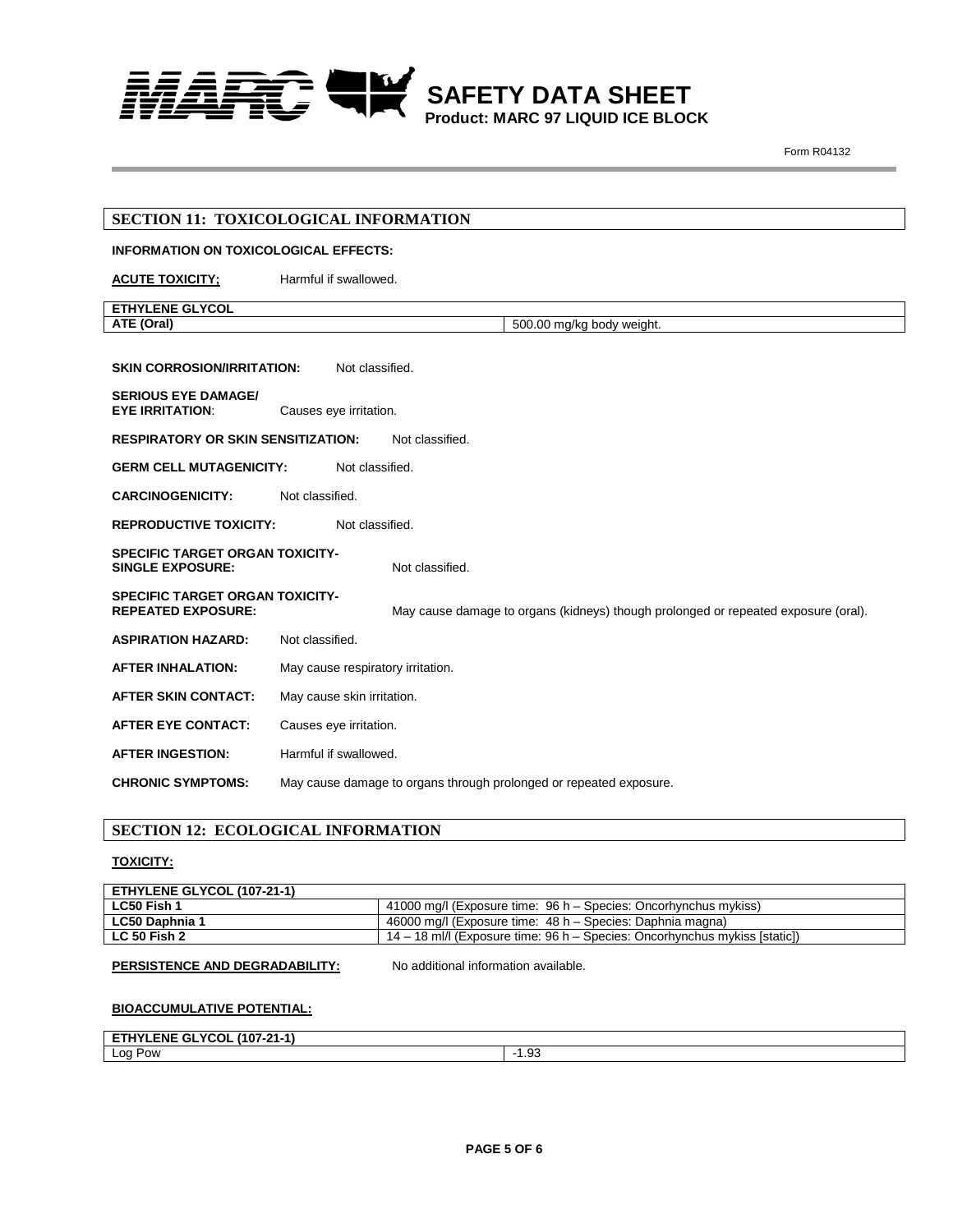## SECTION 11: TOXICOLOGICAL INFORMATION

**INFORMATION ON TOXICOLOGICAL EFFECTS:**

**ACUTE TOXICITY;** Harmful if swallowed.

| ETHYLENE GLYCOL | |
|---|---|
| **ATE (Oral)** | 500.00 mg/kg body weight. |

**SKIN CORROSION/IRRITATION:** Not classified.

**SERIOUS EYE DAMAGE/ EYE IRRITATION**: Causes eye irritation.

**RESPIRATORY OR SKIN SENSITIZATION:** Not classified.

**GERM CELL MUTAGENICITY:** Not classified.

**CARCINOGENICITY:** Not classified.

**REPRODUCTIVE TOXICITY:** Not classified.

**SPECIFIC TARGET ORGAN TOXICITY- SINGLE EXPOSURE:** Not classified.

**SPECIFIC TARGET ORGAN TOXICITY- REPEATED EXPOSURE:** May cause damage to organs (kidneys) though prolonged or repeated exposure (oral).

**ASPIRATION HAZARD:** Not classified.

**AFTER INHALATION:** May cause respiratory irritation.

**AFTER SKIN CONTACT:** May cause skin irritation.

**AFTER EYE CONTACT:** Causes eye irritation.

**AFTER INGESTION:** Harmful if swallowed.

**CHRONIC SYMPTOMS:** May cause damage to organs through prolonged or repeated exposure.

## SECTION 12: ECOLOGICAL INFORMATION

**TOXICITY:**

| ETHYLENE GLYCOL (107-21-1) | |
|---|---|
| **LC50 Fish 1** | 41000 mg/l (Exposure time: 96 h – Species: Oncorhynchus mykiss) |
| **LC50 Daphnia 1** | 46000 mg/l (Exposure time: 48 h – Species: Daphnia magna) |
| **LC 50 Fish 2** | 14 – 18 ml/l (Exposure time: 96 h – Species: Oncorhynchus mykiss [static]) |

**PERSISTENCE AND DEGRADABILITY:** No additional information available.

**BIOACCUMULATIVE POTENTIAL:**

| ETHYLENE GLYCOL (107-21-1) | |
|---|---|
| Log Pow | -1.93 |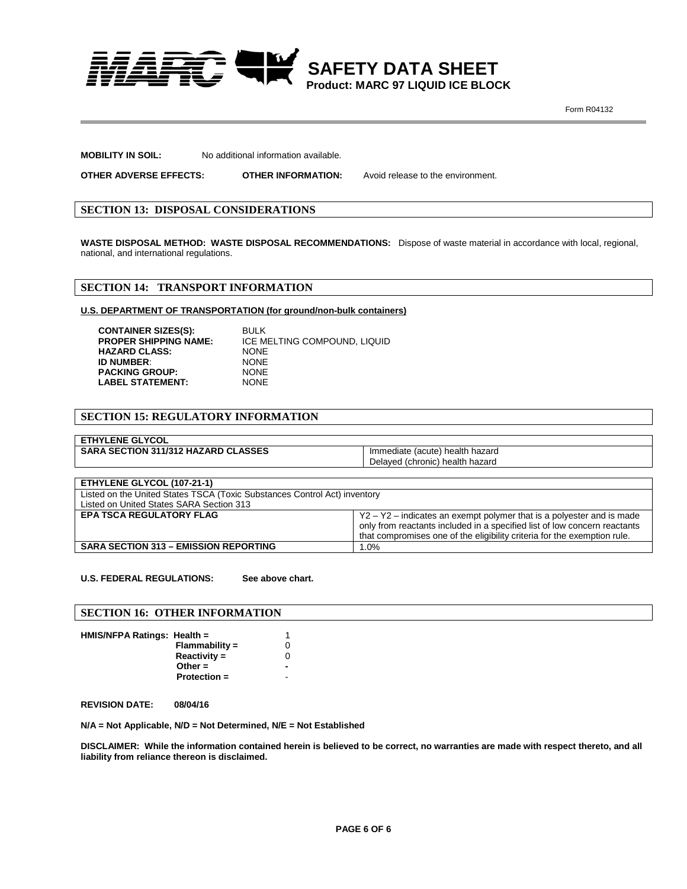**MOBILITY IN SOIL:** No additional information available.

**OTHER ADVERSE EFFECTS:** **OTHER INFORMATION:** Avoid release to the environment.

## SECTION 13: DISPOSAL CONSIDERATIONS

**WASTE DISPOSAL METHOD: WASTE DISPOSAL RECOMMENDATIONS:** Dispose of waste material in accordance with local, regional, national, and international regulations.

## SECTION 14: TRANSPORT INFORMATION

**U.S. DEPARTMENT OF TRANSPORTATION (for ground/non-bulk containers)**

| | |
|---|---|
| **CONTAINER SIZES(S):** | BULK |
| **PROPER SHIPPING NAME:** | ICE MELTING COMPOUND, LIQUID |
| **HAZARD CLASS:** | NONE |
| **ID NUMBER**: | NONE |
| **PACKING GROUP:** | NONE |
| **LABEL STATEMENT:** | NONE |

## SECTION 15: REGULATORY INFORMATION

| **ETHYLENE GLYCOL** | |
|---|---|
| **SARA SECTION 311/312 HAZARD CLASSES** | Immediate (acute) health hazard<br>Delayed (chronic) health hazard |

| **ETHYLENE GLYCOL (107-21-1)** | |
|---|---|
| Listed on the United States TSCA (Toxic Substances Control Act) inventory | |
| Listed on United States SARA Section 313 | |
| **EPA TSCA REGULATORY FLAG** | Y2 – Y2 – indicates an exempt polymer that is a polyester and is made only from reactants included in a specified list of low concern reactants that compromises one of the eligibility criteria for the exemption rule. |
| **SARA SECTION 313 – EMISSION REPORTING** | 1.0% |

**U.S. FEDERAL REGULATIONS:** **See above chart.**

## SECTION 16: OTHER INFORMATION

| **HMIS/NFPA Ratings:** | |
|---|---|
| **Health =** | 1 |
| **Flammability =** | 0 |
| **Reactivity =** | 0 |
| **Other =** | - |
| **Protection =** | - |

**REVISION DATE:** **08/04/16**

**N/A = Not Applicable, N/D = Not Determined, N/E = Not Established**

**DISCLAIMER: While the information contained herein is believed to be correct, no warranties are made with respect thereto, and all liability from reliance thereon is disclaimed.**